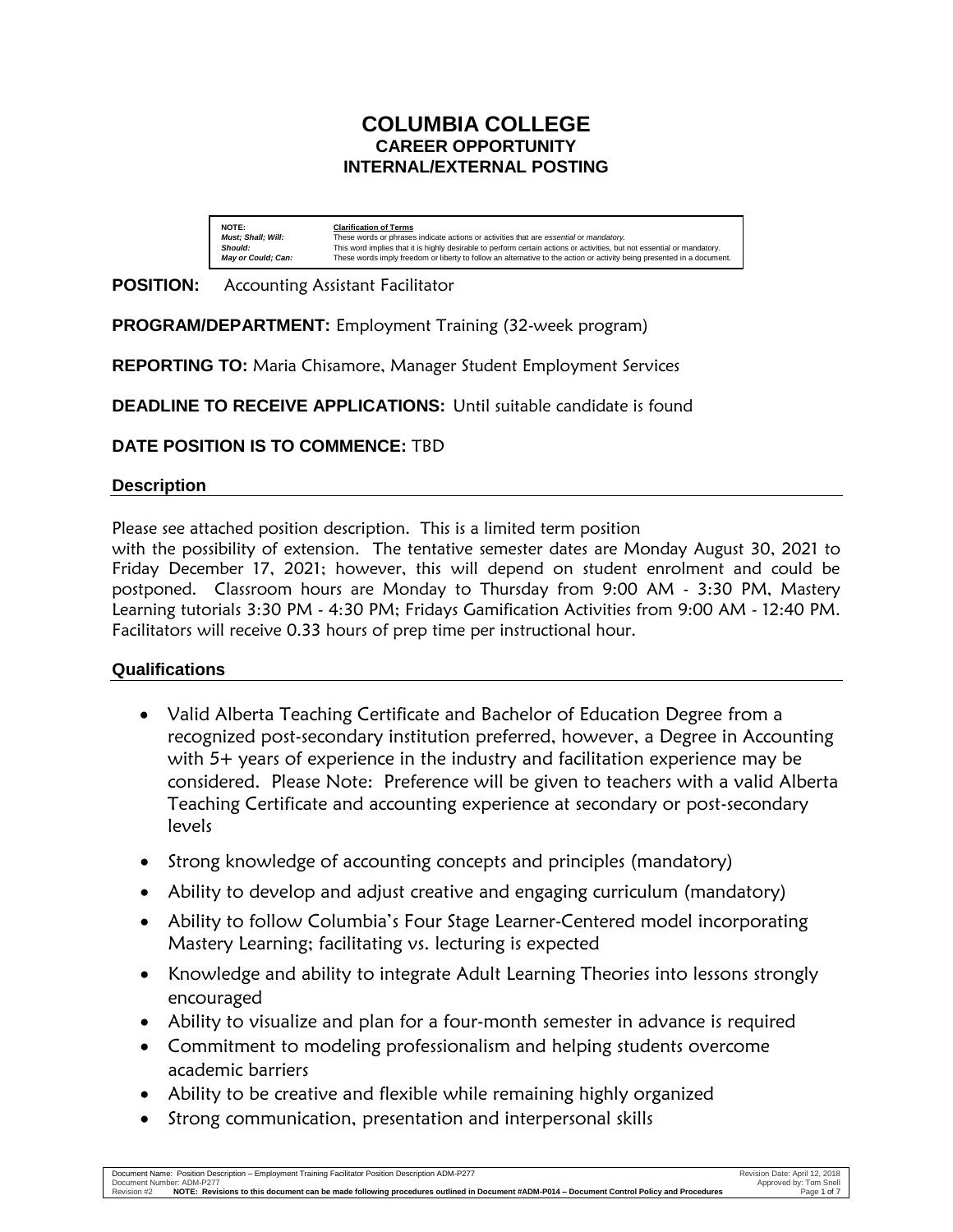# COLUMBIA COLLEGE
## CAREER OPPORTUNITY
## INTERNAL/EXTERNAL POSTING

| NOTE: | Clarification of Terms |
|---|---|
| *Must; Shall; Will:* | These words or phrases indicate actions or activities that are *essential* or *mandatory.* |
| *Should:* | This word implies that it is highly desirable to perform certain actions or activities, but not essential or mandatory. |
| *May or Could; Can:* | These words imply freedom or liberty to follow an alternative to the action or activity being presented in a document. |

**POSITION:** Accounting Assistant Facilitator

**PROGRAM/DEPARTMENT:** Employment Training (32-week program)

**REPORTING TO:** Maria Chisamore, Manager Student Employment Services

**DEADLINE TO RECEIVE APPLICATIONS:** Until suitable candidate is found

**DATE POSITION IS TO COMMENCE:** TBD

### Description

Please see attached position description. This is a limited term position with the possibility of extension. The tentative semester dates are Monday August 30, 2021 to Friday December 17, 2021; however, this will depend on student enrolment and could be postponed. Classroom hours are Monday to Thursday from 9:00 AM - 3:30 PM, Mastery Learning tutorials 3:30 PM - 4:30 PM; Fridays Gamification Activities from 9:00 AM - 12:40 PM. Facilitators will receive 0.33 hours of prep time per instructional hour.

### Qualifications

- Valid Alberta Teaching Certificate and Bachelor of Education Degree from a recognized post-secondary institution preferred, however, a Degree in Accounting with 5+ years of experience in the industry and facilitation experience may be considered. Please Note: Preference will be given to teachers with a valid Alberta Teaching Certificate and accounting experience at secondary or post-secondary levels
- Strong knowledge of accounting concepts and principles (mandatory)
- Ability to develop and adjust creative and engaging curriculum (mandatory)
- Ability to follow Columbia's Four Stage Learner-Centered model incorporating Mastery Learning; facilitating vs. lecturing is expected
- Knowledge and ability to integrate Adult Learning Theories into lessons strongly encouraged
- Ability to visualize and plan for a four-month semester in advance is required
- Commitment to modeling professionalism and helping students overcome academic barriers
- Ability to be creative and flexible while remaining highly organized
- Strong communication, presentation and interpersonal skills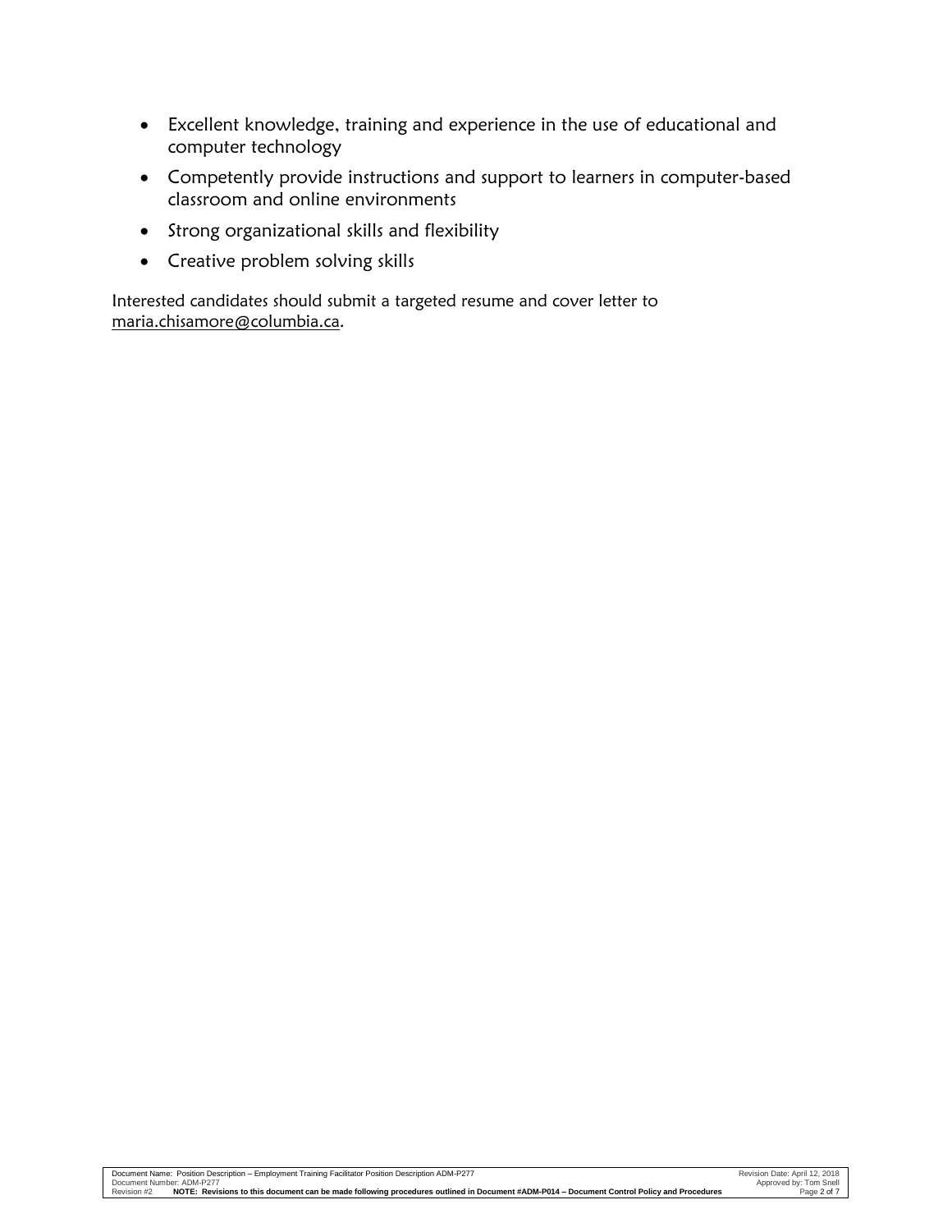- Excellent knowledge, training and experience in the use of educational and computer technology
- Competently provide instructions and support to learners in computer-based classroom and online environments
- Strong organizational skills and flexibility
- Creative problem solving skills

Interested candidates should submit a targeted resume and cover letter to maria.chisamore@columbia.ca.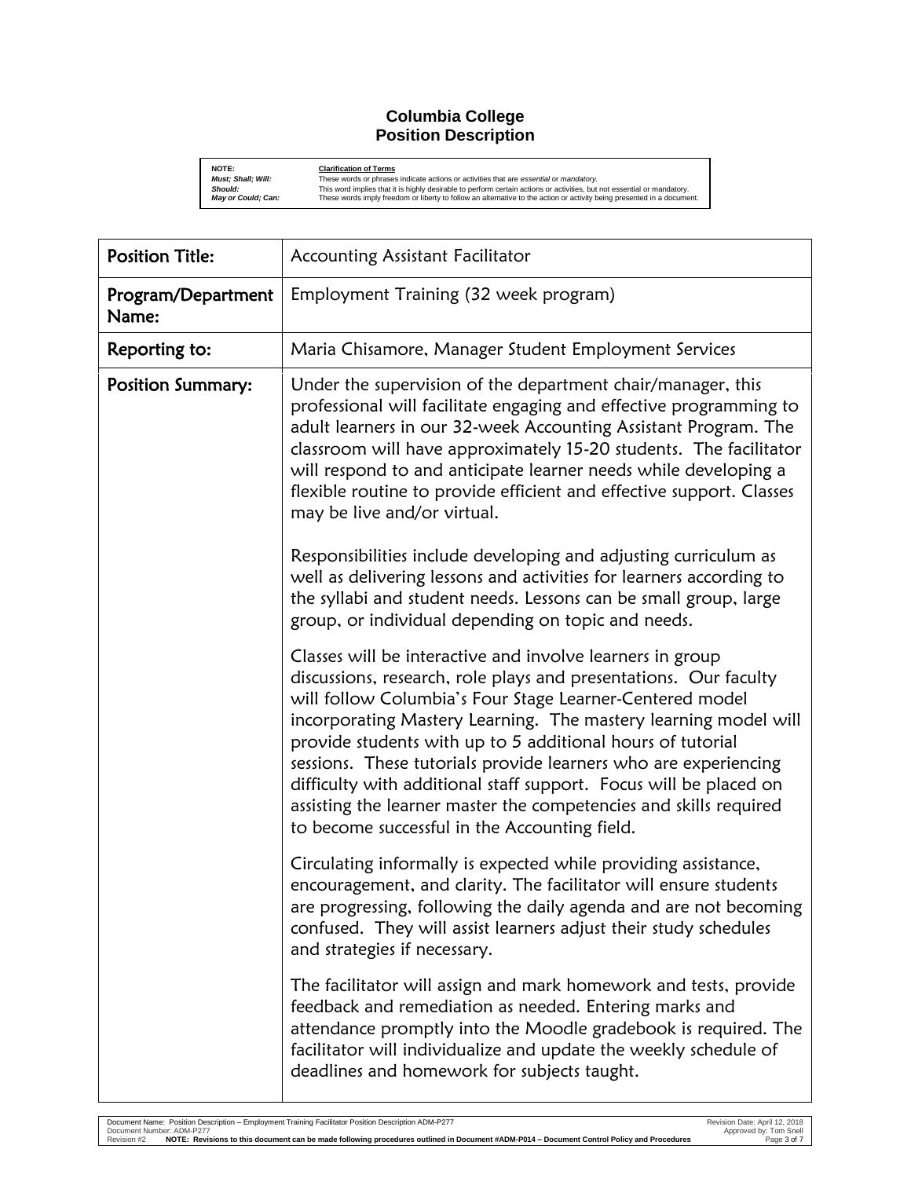**Columbia College**
**Position Description**

| NOTE: | Clarification of Terms |
|---|---|
| *Must; Shall; Will:* | These words or phrases indicate actions or activities that are *essential* or *mandatory*. |
| *Should:* | This word implies that it is highly desirable to perform certain actions or activities, but not essential or mandatory. |
| *May or Could; Can:* | These words imply freedom or liberty to follow an alternative to the action or activity being presented in a document. |

| | |
|---|---|
| **Position Title:** | Accounting Assistant Facilitator |
| **Program/Department Name:** | Employment Training (32 week program) |
| **Reporting to:** | Maria Chisamore, Manager Student Employment Services |
| **Position Summary:** | Under the supervision of the department chair/manager, this professional will facilitate engaging and effective programming to adult learners in our 32-week Accounting Assistant Program. The classroom will have approximately 15-20 students. The facilitator will respond to and anticipate learner needs while developing a flexible routine to provide efficient and effective support. Classes may be live and/or virtual.<br><br>Responsibilities include developing and adjusting curriculum as well as delivering lessons and activities for learners according to the syllabi and student needs. Lessons can be small group, large group, or individual depending on topic and needs.<br><br>Classes will be interactive and involve learners in group discussions, research, role plays and presentations. Our faculty will follow Columbia's Four Stage Learner-Centered model incorporating Mastery Learning. The mastery learning model will provide students with up to 5 additional hours of tutorial sessions. These tutorials provide learners who are experiencing difficulty with additional staff support. Focus will be placed on assisting the learner master the competencies and skills required to become successful in the Accounting field.<br><br>Circulating informally is expected while providing assistance, encouragement, and clarity. The facilitator will ensure students are progressing, following the daily agenda and are not becoming confused. They will assist learners adjust their study schedules and strategies if necessary.<br><br>The facilitator will assign and mark homework and tests, provide feedback and remediation as needed. Entering marks and attendance promptly into the Moodle gradebook is required. The facilitator will individualize and update the weekly schedule of deadlines and homework for subjects taught. |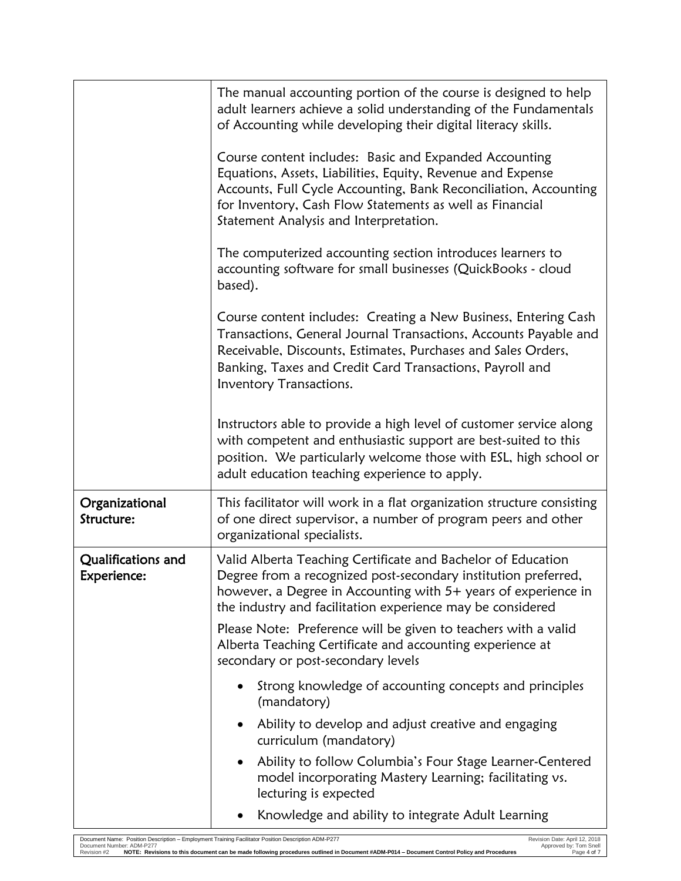| | |
|---|---|
| | The manual accounting portion of the course is designed to help adult learners achieve a solid understanding of the Fundamentals of Accounting while developing their digital literacy skills.<br><br>Course content includes: Basic and Expanded Accounting Equations, Assets, Liabilities, Equity, Revenue and Expense Accounts, Full Cycle Accounting, Bank Reconciliation, Accounting for Inventory, Cash Flow Statements as well as Financial Statement Analysis and Interpretation.<br><br>The computerized accounting section introduces learners to accounting software for small businesses (QuickBooks - cloud based).<br><br>Course content includes: Creating a New Business, Entering Cash Transactions, General Journal Transactions, Accounts Payable and Receivable, Discounts, Estimates, Purchases and Sales Orders, Banking, Taxes and Credit Card Transactions, Payroll and Inventory Transactions.<br><br>Instructors able to provide a high level of customer service along with competent and enthusiastic support are best-suited to this position. We particularly welcome those with ESL, high school or adult education teaching experience to apply. |
| **Organizational Structure:** | This facilitator will work in a flat organization structure consisting of one direct supervisor, a number of program peers and other organizational specialists. |
| **Qualifications and Experience:** | Valid Alberta Teaching Certificate and Bachelor of Education Degree from a recognized post-secondary institution preferred, however, a Degree in Accounting with 5+ years of experience in the industry and facilitation experience may be considered<br><br>Please Note: Preference will be given to teachers with a valid Alberta Teaching Certificate and accounting experience at secondary or post-secondary levels<br><br>• Strong knowledge of accounting concepts and principles (mandatory)<br>• Ability to develop and adjust creative and engaging curriculum (mandatory)<br>• Ability to follow Columbia's Four Stage Learner-Centered model incorporating Mastery Learning; facilitating vs. lecturing is expected<br>• Knowledge and ability to integrate Adult Learning |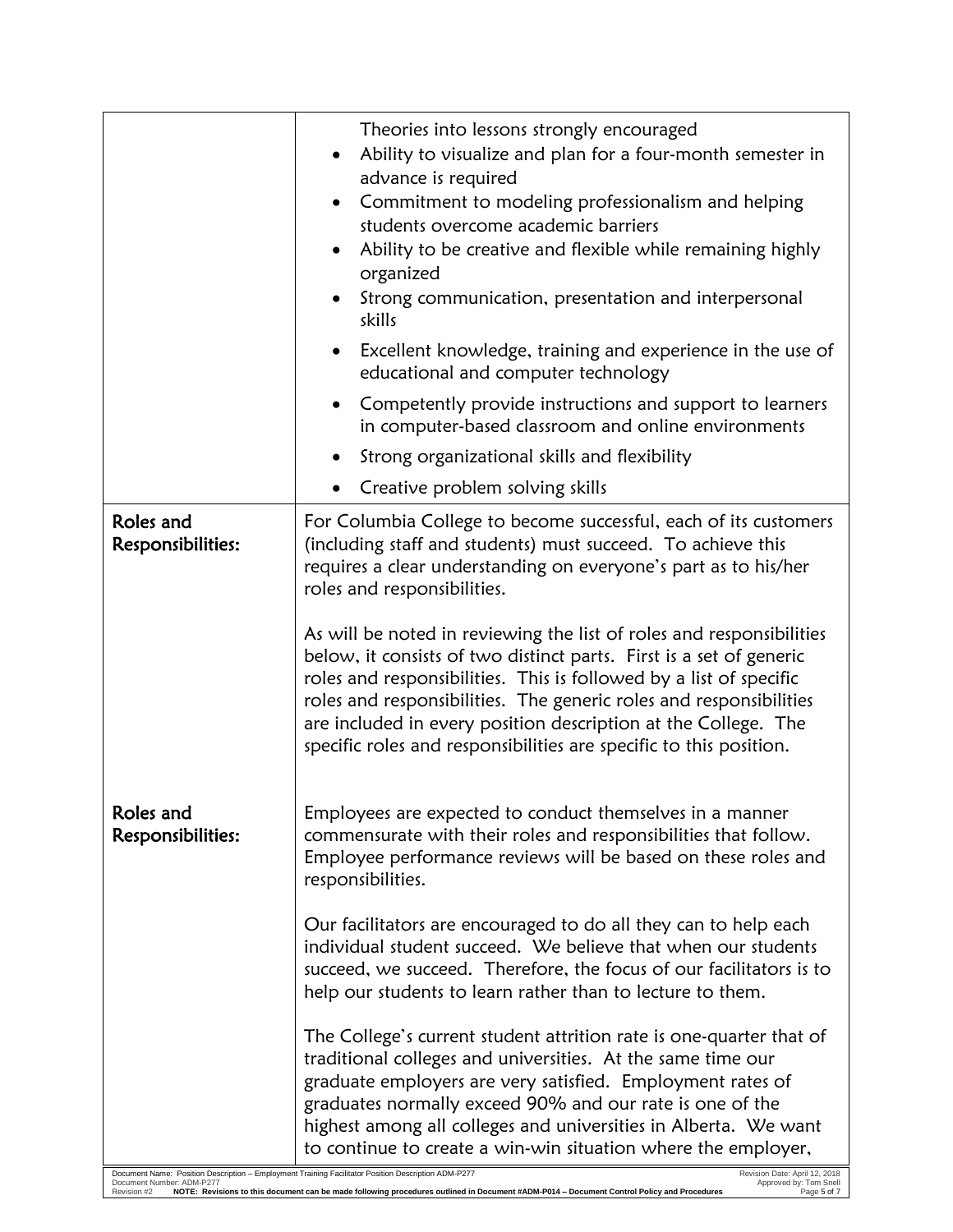| | |
|---|---|
| | Theories into lessons strongly encouraged<br>• Ability to visualize and plan for a four-month semester in advance is required<br>• Commitment to modeling professionalism and helping students overcome academic barriers<br>• Ability to be creative and flexible while remaining highly organized<br>• Strong communication, presentation and interpersonal skills<br>• Excellent knowledge, training and experience in the use of educational and computer technology<br>• Competently provide instructions and support to learners in computer-based classroom and online environments<br>• Strong organizational skills and flexibility<br>• Creative problem solving skills |
| **Roles and Responsibilities:** | For Columbia College to become successful, each of its customers (including staff and students) must succeed. To achieve this requires a clear understanding on everyone's part as to his/her roles and responsibilities.<br><br>As will be noted in reviewing the list of roles and responsibilities below, it consists of two distinct parts. First is a set of generic roles and responsibilities. This is followed by a list of specific roles and responsibilities. The generic roles and responsibilities are included in every position description at the College. The specific roles and responsibilities are specific to this position. |
| **Roles and Responsibilities:** | Employees are expected to conduct themselves in a manner commensurate with their roles and responsibilities that follow. Employee performance reviews will be based on these roles and responsibilities.<br><br>Our facilitators are encouraged to do all they can to help each individual student succeed. We believe that when our students succeed, we succeed. Therefore, the focus of our facilitators is to help our students to learn rather than to lecture to them.<br><br>The College's current student attrition rate is one-quarter that of traditional colleges and universities. At the same time our graduate employers are very satisfied. Employment rates of graduates normally exceed 90% and our rate is one of the highest among all colleges and universities in Alberta. We want to continue to create a win-win situation where the employer, |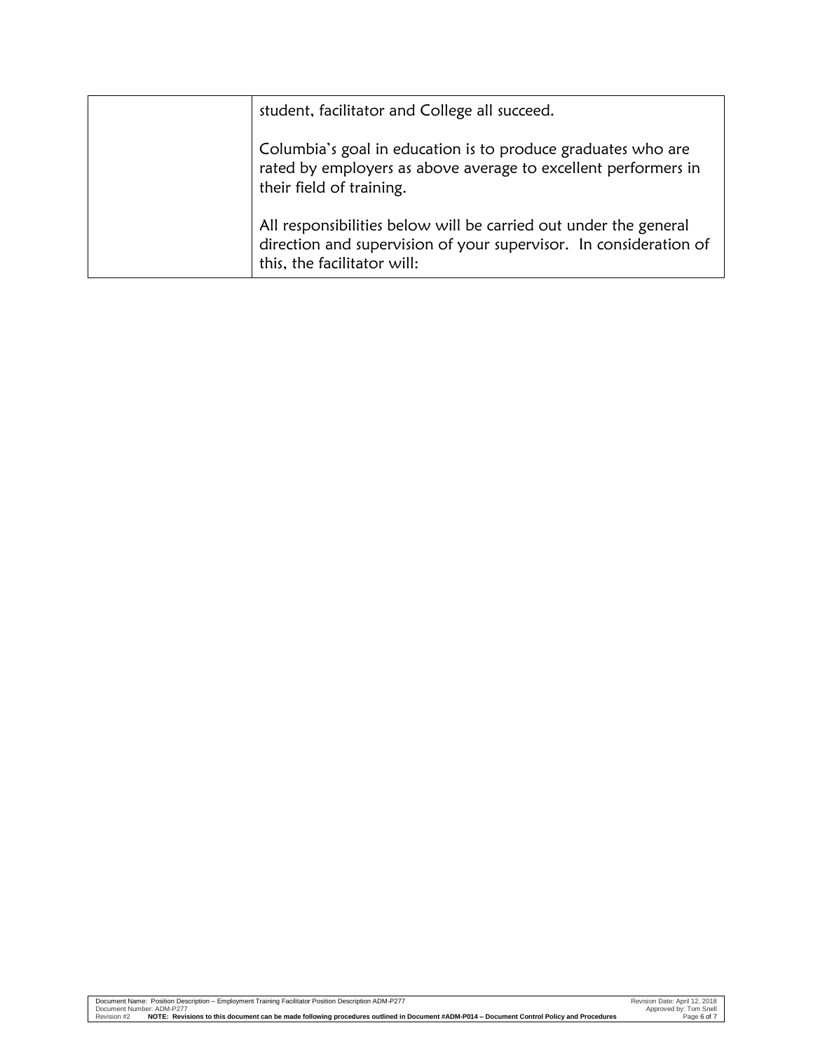| | |
|---|---|
| | student, facilitator and College all succeed.<br><br>Columbia's goal in education is to produce graduates who are rated by employers as above average to excellent performers in their field of training.<br><br>All responsibilities below will be carried out under the general direction and supervision of your supervisor. In consideration of this, the facilitator will: |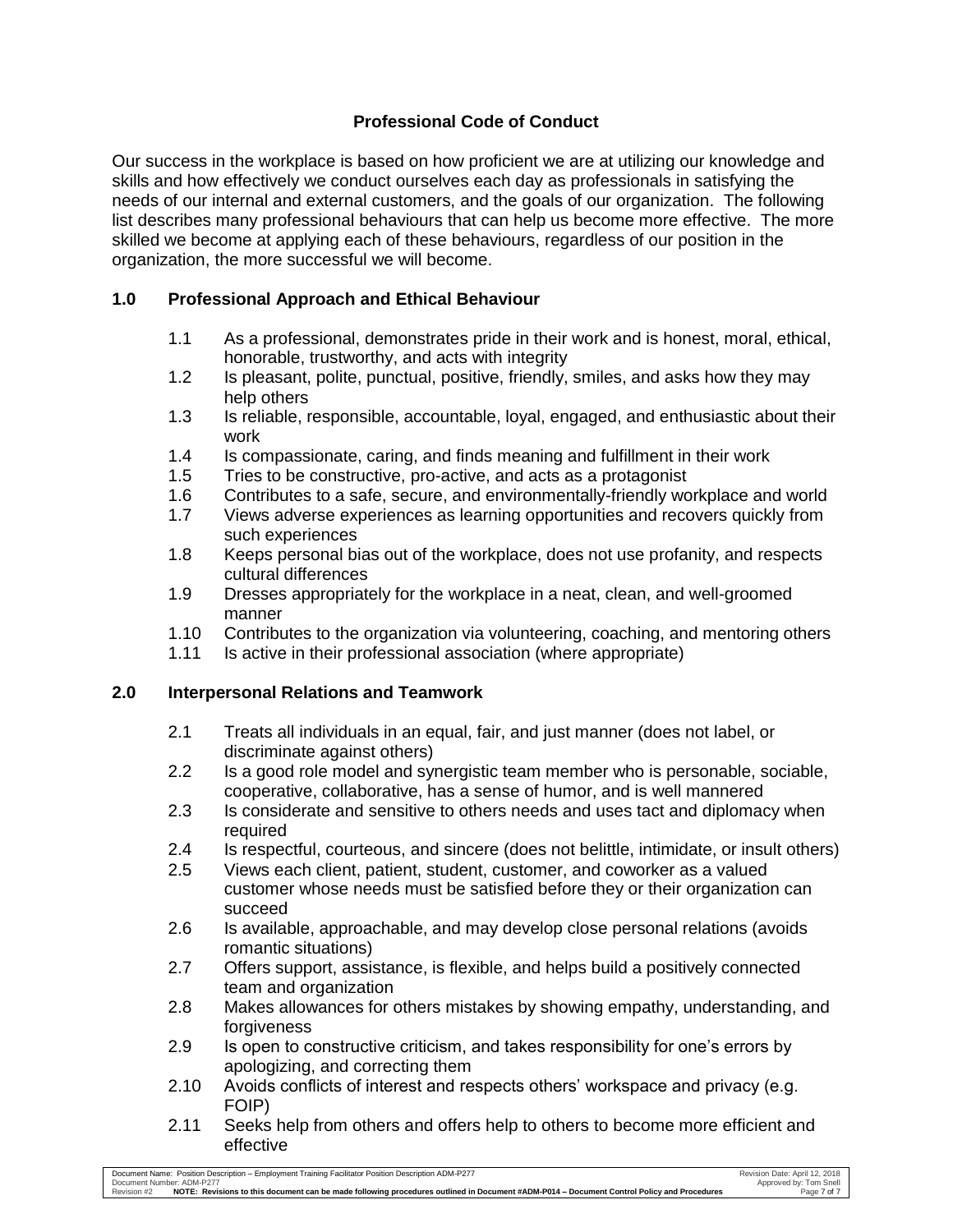## Professional Code of Conduct

Our success in the workplace is based on how proficient we are at utilizing our knowledge and skills and how effectively we conduct ourselves each day as professionals in satisfying the needs of our internal and external customers, and the goals of our organization. The following list describes many professional behaviours that can help us become more effective. The more skilled we become at applying each of these behaviours, regardless of our position in the organization, the more successful we will become.

### 1.0 Professional Approach and Ethical Behaviour

- 1.1 As a professional, demonstrates pride in their work and is honest, moral, ethical, honorable, trustworthy, and acts with integrity
- 1.2 Is pleasant, polite, punctual, positive, friendly, smiles, and asks how they may help others
- 1.3 Is reliable, responsible, accountable, loyal, engaged, and enthusiastic about their work
- 1.4 Is compassionate, caring, and finds meaning and fulfillment in their work
- 1.5 Tries to be constructive, pro-active, and acts as a protagonist
- 1.6 Contributes to a safe, secure, and environmentally-friendly workplace and world
- 1.7 Views adverse experiences as learning opportunities and recovers quickly from such experiences
- 1.8 Keeps personal bias out of the workplace, does not use profanity, and respects cultural differences
- 1.9 Dresses appropriately for the workplace in a neat, clean, and well-groomed manner
- 1.10 Contributes to the organization via volunteering, coaching, and mentoring others
- 1.11 Is active in their professional association (where appropriate)

### 2.0 Interpersonal Relations and Teamwork

- 2.1 Treats all individuals in an equal, fair, and just manner (does not label, or discriminate against others)
- 2.2 Is a good role model and synergistic team member who is personable, sociable, cooperative, collaborative, has a sense of humor, and is well mannered
- 2.3 Is considerate and sensitive to others needs and uses tact and diplomacy when required
- 2.4 Is respectful, courteous, and sincere (does not belittle, intimidate, or insult others)
- 2.5 Views each client, patient, student, customer, and coworker as a valued customer whose needs must be satisfied before they or their organization can succeed
- 2.6 Is available, approachable, and may develop close personal relations (avoids romantic situations)
- 2.7 Offers support, assistance, is flexible, and helps build a positively connected team and organization
- 2.8 Makes allowances for others mistakes by showing empathy, understanding, and forgiveness
- 2.9 Is open to constructive criticism, and takes responsibility for one's errors by apologizing, and correcting them
- 2.10 Avoids conflicts of interest and respects others' workspace and privacy (e.g. FOIP)
- 2.11 Seeks help from others and offers help to others to become more efficient and effective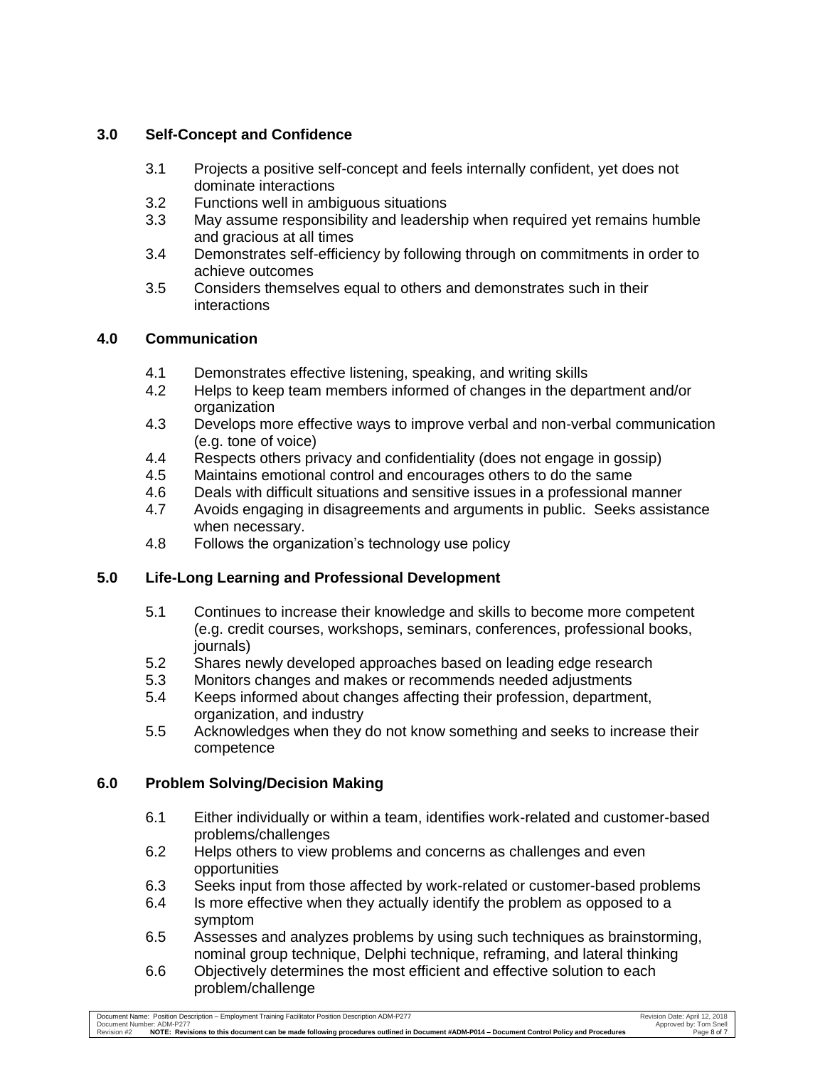## 3.0 Self-Concept and Confidence

3.1 Projects a positive self-concept and feels internally confident, yet does not dominate interactions
3.2 Functions well in ambiguous situations
3.3 May assume responsibility and leadership when required yet remains humble and gracious at all times
3.4 Demonstrates self-efficiency by following through on commitments in order to achieve outcomes
3.5 Considers themselves equal to others and demonstrates such in their interactions

## 4.0 Communication

4.1 Demonstrates effective listening, speaking, and writing skills
4.2 Helps to keep team members informed of changes in the department and/or organization
4.3 Develops more effective ways to improve verbal and non-verbal communication (e.g. tone of voice)
4.4 Respects others privacy and confidentiality (does not engage in gossip)
4.5 Maintains emotional control and encourages others to do the same
4.6 Deals with difficult situations and sensitive issues in a professional manner
4.7 Avoids engaging in disagreements and arguments in public. Seeks assistance when necessary.
4.8 Follows the organization's technology use policy

## 5.0 Life-Long Learning and Professional Development

5.1 Continues to increase their knowledge and skills to become more competent (e.g. credit courses, workshops, seminars, conferences, professional books, journals)
5.2 Shares newly developed approaches based on leading edge research
5.3 Monitors changes and makes or recommends needed adjustments
5.4 Keeps informed about changes affecting their profession, department, organization, and industry
5.5 Acknowledges when they do not know something and seeks to increase their competence

## 6.0 Problem Solving/Decision Making

6.1 Either individually or within a team, identifies work-related and customer-based problems/challenges
6.2 Helps others to view problems and concerns as challenges and even opportunities
6.3 Seeks input from those affected by work-related or customer-based problems
6.4 Is more effective when they actually identify the problem as opposed to a symptom
6.5 Assesses and analyzes problems by using such techniques as brainstorming, nominal group technique, Delphi technique, reframing, and lateral thinking
6.6 Objectively determines the most efficient and effective solution to each problem/challenge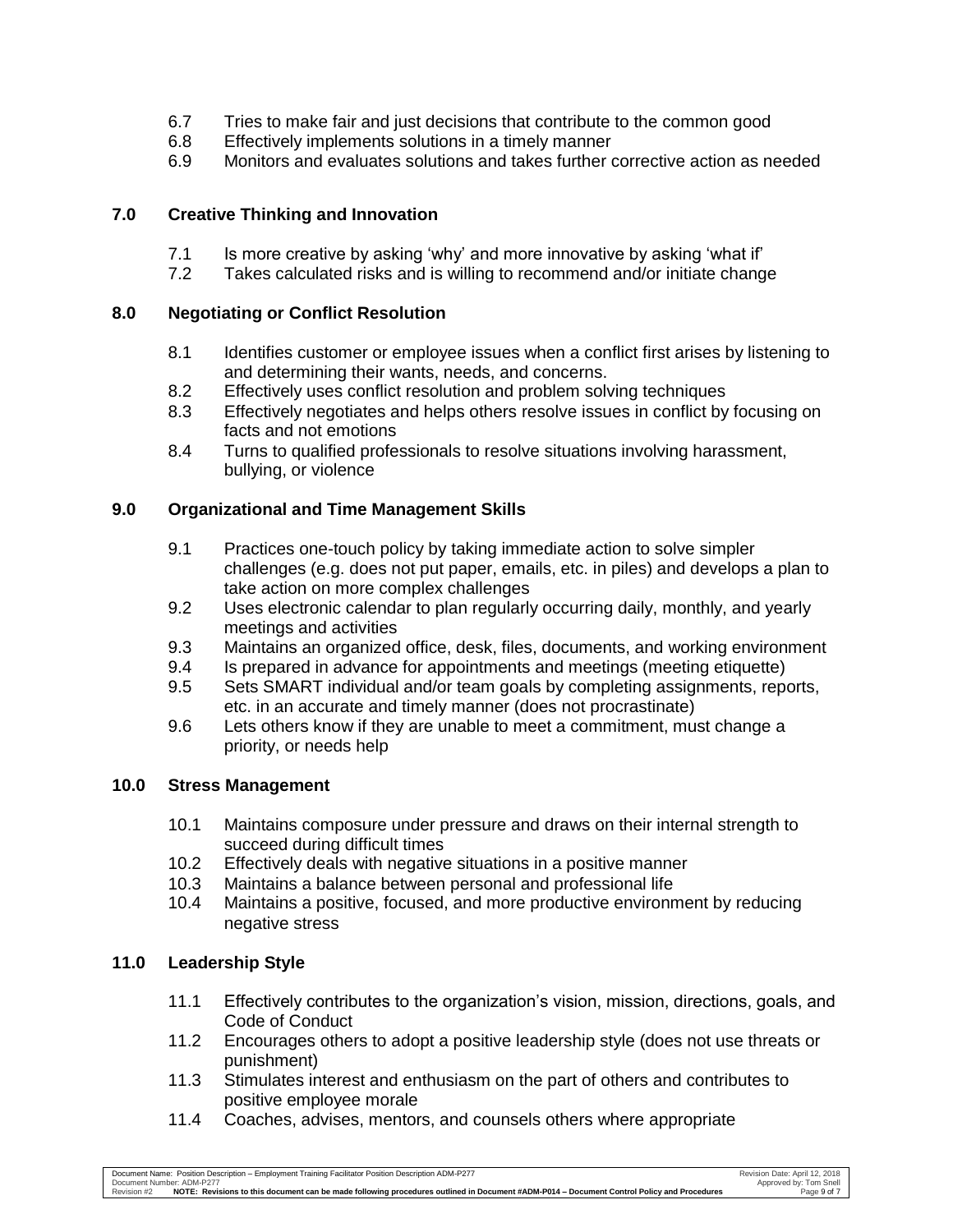6.7 Tries to make fair and just decisions that contribute to the common good
6.8 Effectively implements solutions in a timely manner
6.9 Monitors and evaluates solutions and takes further corrective action as needed

### 7.0 Creative Thinking and Innovation

7.1 Is more creative by asking 'why' and more innovative by asking 'what if'
7.2 Takes calculated risks and is willing to recommend and/or initiate change

### 8.0 Negotiating or Conflict Resolution

8.1 Identifies customer or employee issues when a conflict first arises by listening to and determining their wants, needs, and concerns.
8.2 Effectively uses conflict resolution and problem solving techniques
8.3 Effectively negotiates and helps others resolve issues in conflict by focusing on facts and not emotions
8.4 Turns to qualified professionals to resolve situations involving harassment, bullying, or violence

### 9.0 Organizational and Time Management Skills

9.1 Practices one-touch policy by taking immediate action to solve simpler challenges (e.g. does not put paper, emails, etc. in piles) and develops a plan to take action on more complex challenges
9.2 Uses electronic calendar to plan regularly occurring daily, monthly, and yearly meetings and activities
9.3 Maintains an organized office, desk, files, documents, and working environment
9.4 Is prepared in advance for appointments and meetings (meeting etiquette)
9.5 Sets SMART individual and/or team goals by completing assignments, reports, etc. in an accurate and timely manner (does not procrastinate)
9.6 Lets others know if they are unable to meet a commitment, must change a priority, or needs help

### 10.0 Stress Management

10.1 Maintains composure under pressure and draws on their internal strength to succeed during difficult times
10.2 Effectively deals with negative situations in a positive manner
10.3 Maintains a balance between personal and professional life
10.4 Maintains a positive, focused, and more productive environment by reducing negative stress

### 11.0 Leadership Style

11.1 Effectively contributes to the organization's vision, mission, directions, goals, and Code of Conduct
11.2 Encourages others to adopt a positive leadership style (does not use threats or punishment)
11.3 Stimulates interest and enthusiasm on the part of others and contributes to positive employee morale
11.4 Coaches, advises, mentors, and counsels others where appropriate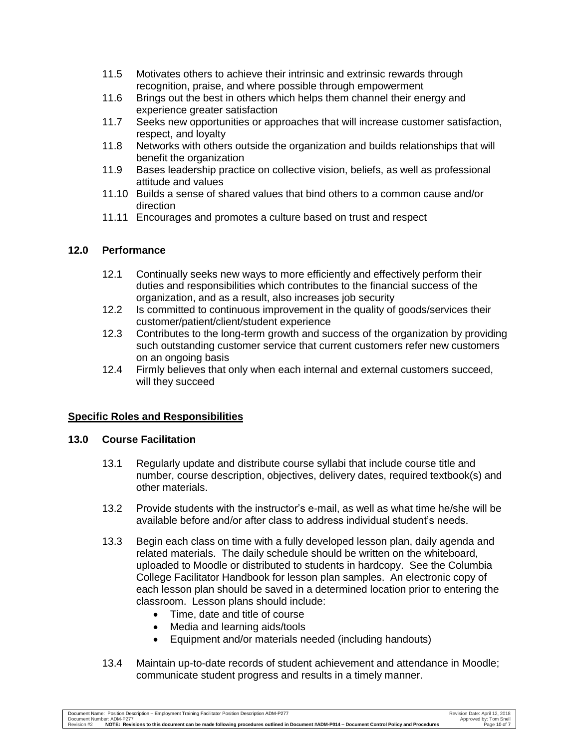11.5 Motivates others to achieve their intrinsic and extrinsic rewards through recognition, praise, and where possible through empowerment

11.6 Brings out the best in others which helps them channel their energy and experience greater satisfaction

11.7 Seeks new opportunities or approaches that will increase customer satisfaction, respect, and loyalty

11.8 Networks with others outside the organization and builds relationships that will benefit the organization

11.9 Bases leadership practice on collective vision, beliefs, as well as professional attitude and values

11.10 Builds a sense of shared values that bind others to a common cause and/or direction

11.11 Encourages and promotes a culture based on trust and respect

### 12.0 Performance

12.1 Continually seeks new ways to more efficiently and effectively perform their duties and responsibilities which contributes to the financial success of the organization, and as a result, also increases job security

12.2 Is committed to continuous improvement in the quality of goods/services their customer/patient/client/student experience

12.3 Contributes to the long-term growth and success of the organization by providing such outstanding customer service that current customers refer new customers on an ongoing basis

12.4 Firmly believes that only when each internal and external customers succeed, will they succeed

## Specific Roles and Responsibilities

### 13.0 Course Facilitation

13.1 Regularly update and distribute course syllabi that include course title and number, course description, objectives, delivery dates, required textbook(s) and other materials.

13.2 Provide students with the instructor's e-mail, as well as what time he/she will be available before and/or after class to address individual student's needs.

13.3 Begin each class on time with a fully developed lesson plan, daily agenda and related materials. The daily schedule should be written on the whiteboard, uploaded to Moodle or distributed to students in hardcopy. See the Columbia College Facilitator Handbook for lesson plan samples. An electronic copy of each lesson plan should be saved in a determined location prior to entering the classroom. Lesson plans should include:

- Time, date and title of course
- Media and learning aids/tools
- Equipment and/or materials needed (including handouts)

13.4 Maintain up-to-date records of student achievement and attendance in Moodle; communicate student progress and results in a timely manner.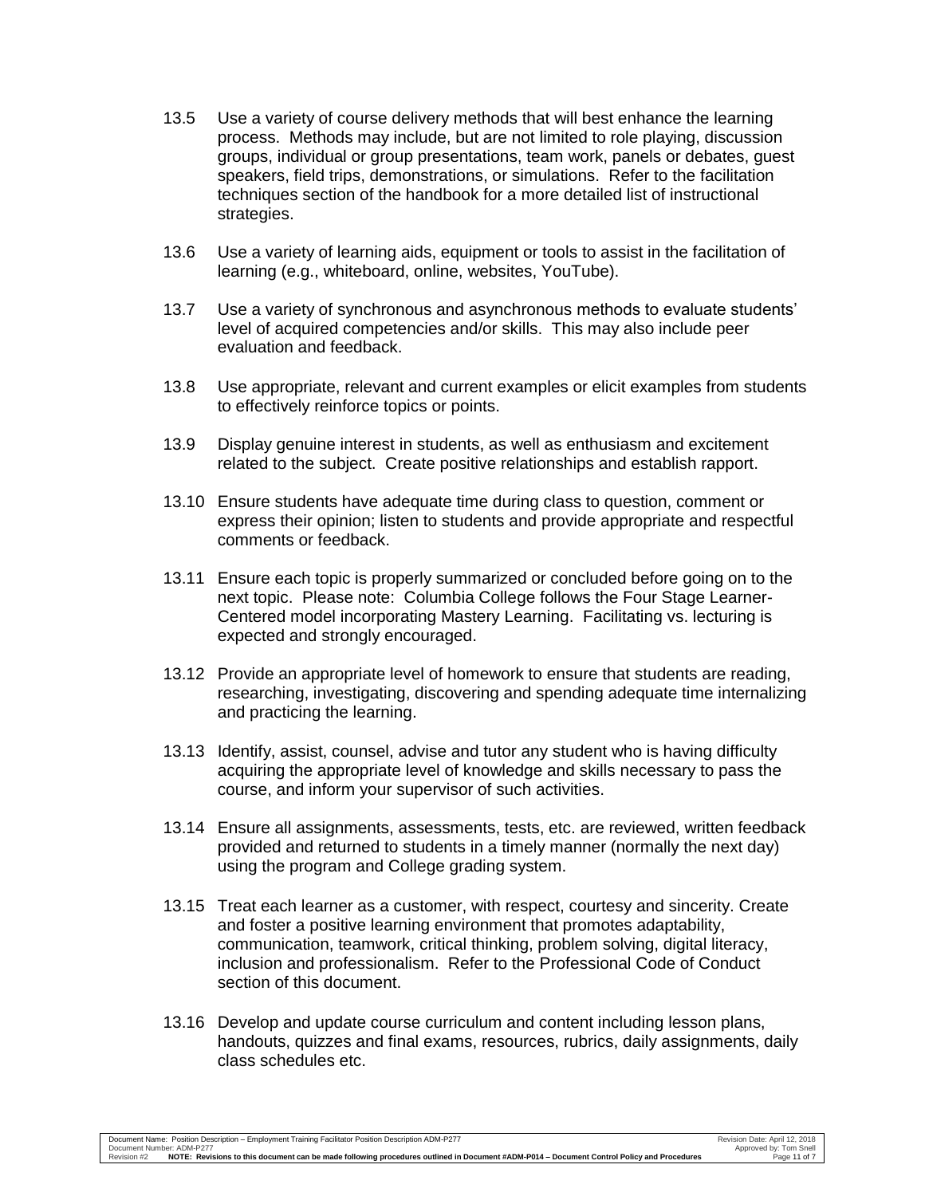13.5 Use a variety of course delivery methods that will best enhance the learning process. Methods may include, but are not limited to role playing, discussion groups, individual or group presentations, team work, panels or debates, guest speakers, field trips, demonstrations, or simulations. Refer to the facilitation techniques section of the handbook for a more detailed list of instructional strategies.

13.6 Use a variety of learning aids, equipment or tools to assist in the facilitation of learning (e.g., whiteboard, online, websites, YouTube).

13.7 Use a variety of synchronous and asynchronous methods to evaluate students' level of acquired competencies and/or skills. This may also include peer evaluation and feedback.

13.8 Use appropriate, relevant and current examples or elicit examples from students to effectively reinforce topics or points.

13.9 Display genuine interest in students, as well as enthusiasm and excitement related to the subject. Create positive relationships and establish rapport.

13.10 Ensure students have adequate time during class to question, comment or express their opinion; listen to students and provide appropriate and respectful comments or feedback.

13.11 Ensure each topic is properly summarized or concluded before going on to the next topic. Please note: Columbia College follows the Four Stage Learner-Centered model incorporating Mastery Learning. Facilitating vs. lecturing is expected and strongly encouraged.

13.12 Provide an appropriate level of homework to ensure that students are reading, researching, investigating, discovering and spending adequate time internalizing and practicing the learning.

13.13 Identify, assist, counsel, advise and tutor any student who is having difficulty acquiring the appropriate level of knowledge and skills necessary to pass the course, and inform your supervisor of such activities.

13.14 Ensure all assignments, assessments, tests, etc. are reviewed, written feedback provided and returned to students in a timely manner (normally the next day) using the program and College grading system.

13.15 Treat each learner as a customer, with respect, courtesy and sincerity. Create and foster a positive learning environment that promotes adaptability, communication, teamwork, critical thinking, problem solving, digital literacy, inclusion and professionalism. Refer to the Professional Code of Conduct section of this document.

13.16 Develop and update course curriculum and content including lesson plans, handouts, quizzes and final exams, resources, rubrics, daily assignments, daily class schedules etc.